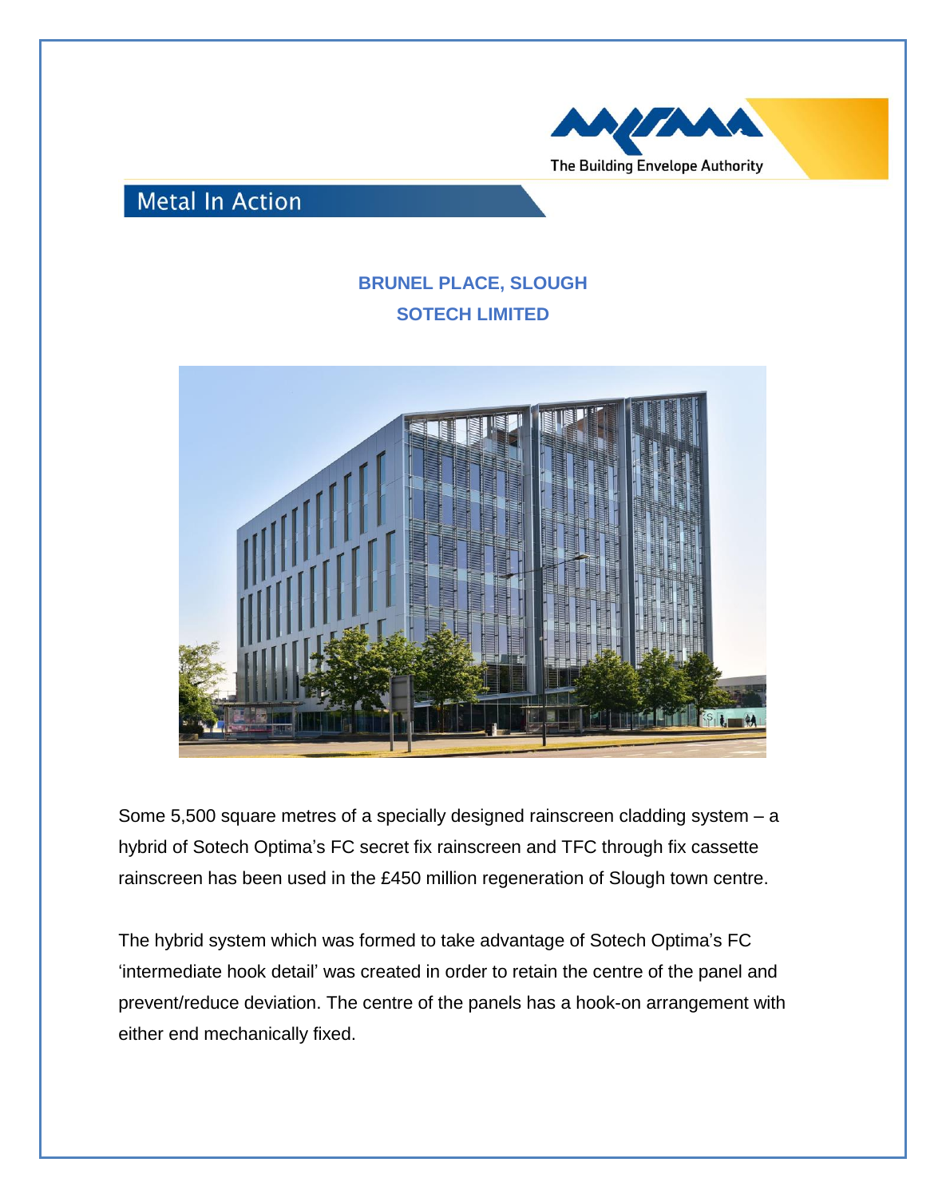The Building Envelope Authority

## Metal In Action

### BRUNEL PLACE, SLOUGH

### SOTECH LIMITED

Some 5,500 square metres of a specially designed rainscreen cladding system – a hybrid of Sotech Optima's FC secret fix rainscreen and TFC through fix cassette rainscreen has been used in the £450 million regeneration of Slough town centre.

The hybrid system which was formed to take advantage of Sotech Optima's FC 'intermediate hook detail' was created in order to retain the centre of the panel and prevent/reduce deviation. The centre of the panels has a hook-on arrangement with either end mechanically fixed.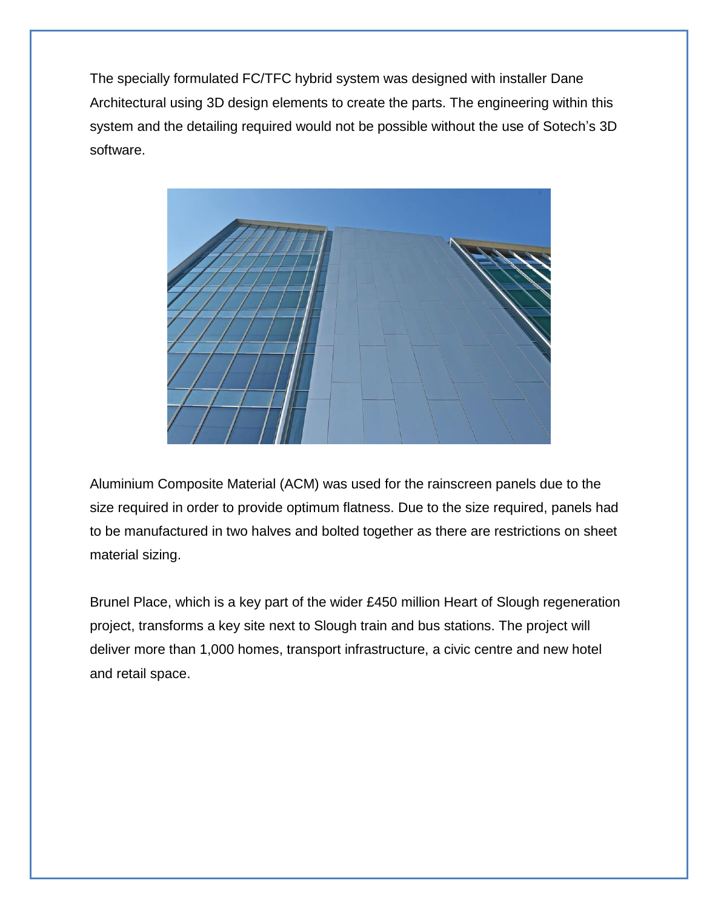The specially formulated FC/TFC hybrid system was designed with installer Dane Architectural using 3D design elements to create the parts. The engineering within this system and the detailing required would not be possible without the use of Sotech's 3D software.

Aluminium Composite Material (ACM) was used for the rainscreen panels due to the size required in order to provide optimum flatness. Due to the size required, panels had to be manufactured in two halves and bolted together as there are restrictions on sheet material sizing.

Brunel Place, which is a key part of the wider £450 million Heart of Slough regeneration project, transforms a key site next to Slough train and bus stations. The project will deliver more than 1,000 homes, transport infrastructure, a civic centre and new hotel and retail space.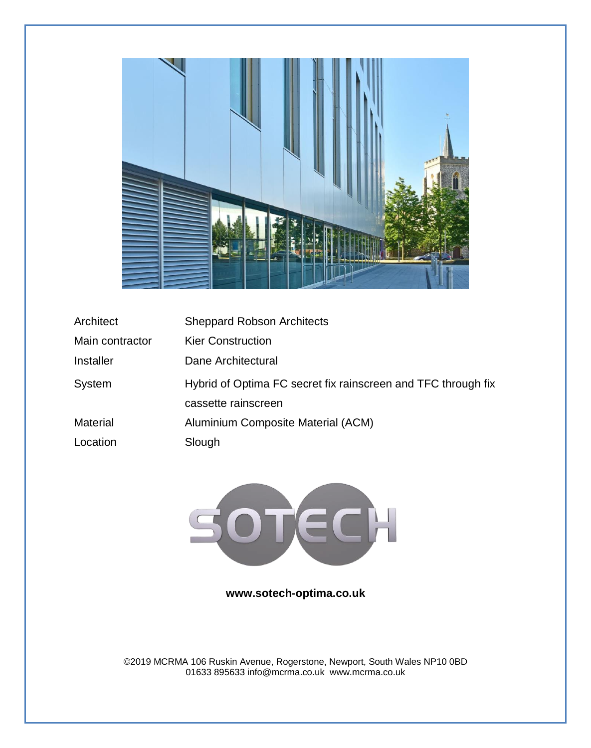| | |
|---|---|
| Architect | Sheppard Robson Architects |
| Main contractor | Kier Construction |
| Installer | Dane Architectural |
| System | Hybrid of Optima FC secret fix rainscreen and TFC through fix cassette rainscreen |
| Material | Aluminium Composite Material (ACM) |
| Location | Slough |

SOTECH

**www.sotech-optima.co.uk**

©2019 MCRMA 106 Ruskin Avenue, Rogerstone, Newport, South Wales NP10 0BD
01633 895633 info@mcrma.co.uk www.mcrma.co.uk